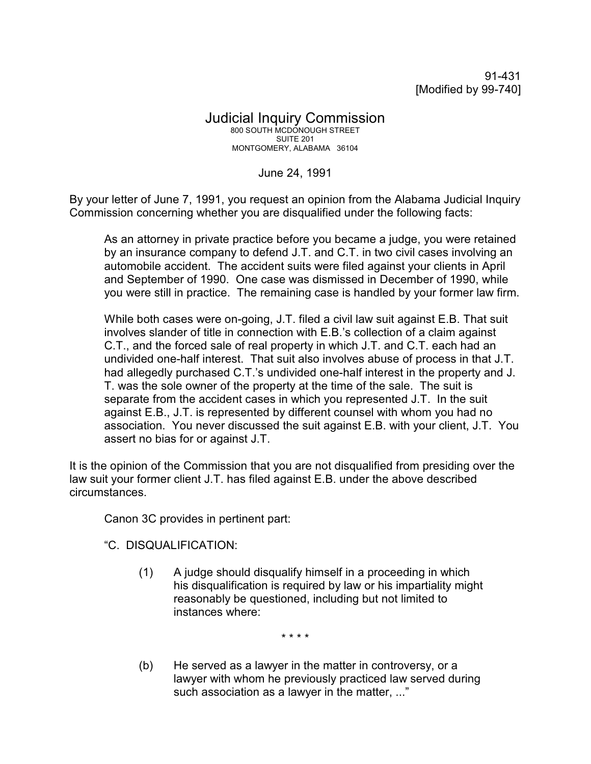91-431
[Modified by 99-740]

# Judicial Inquiry Commission

800 SOUTH MCDONOUGH STREET
SUITE 201
MONTGOMERY, ALABAMA 36104

June 24, 1991

By your letter of June 7, 1991, you request an opinion from the Alabama Judicial Inquiry Commission concerning whether you are disqualified under the following facts:

> As an attorney in private practice before you became a judge, you were retained by an insurance company to defend J.T. and C.T. in two civil cases involving an automobile accident. The accident suits were filed against your clients in April and September of 1990. One case was dismissed in December of 1990, while you were still in practice. The remaining case is handled by your former law firm.
>
> While both cases were on-going, J.T. filed a civil law suit against E.B. That suit involves slander of title in connection with E.B.'s collection of a claim against C.T., and the forced sale of real property in which J.T. and C.T. each had an undivided one-half interest. That suit also involves abuse of process in that J.T. had allegedly purchased C.T.'s undivided one-half interest in the property and J. T. was the sole owner of the property at the time of the sale. The suit is separate from the accident cases in which you represented J.T. In the suit against E.B., J.T. is represented by different counsel with whom you had no association. You never discussed the suit against E.B. with your client, J.T. You assert no bias for or against J.T.

It is the opinion of the Commission that you are not disqualified from presiding over the law suit your former client J.T. has filed against E.B. under the above described circumstances.

Canon 3C provides in pertinent part:

"C. DISQUALIFICATION:

> (1) A judge should disqualify himself in a proceeding in which his disqualification is required by law or his impartiality might reasonably be questioned, including but not limited to instances where:
>
> \* \* \* \*
>
> (b) He served as a lawyer in the matter in controversy, or a lawyer with whom he previously practiced law served during such association as a lawyer in the matter, ..."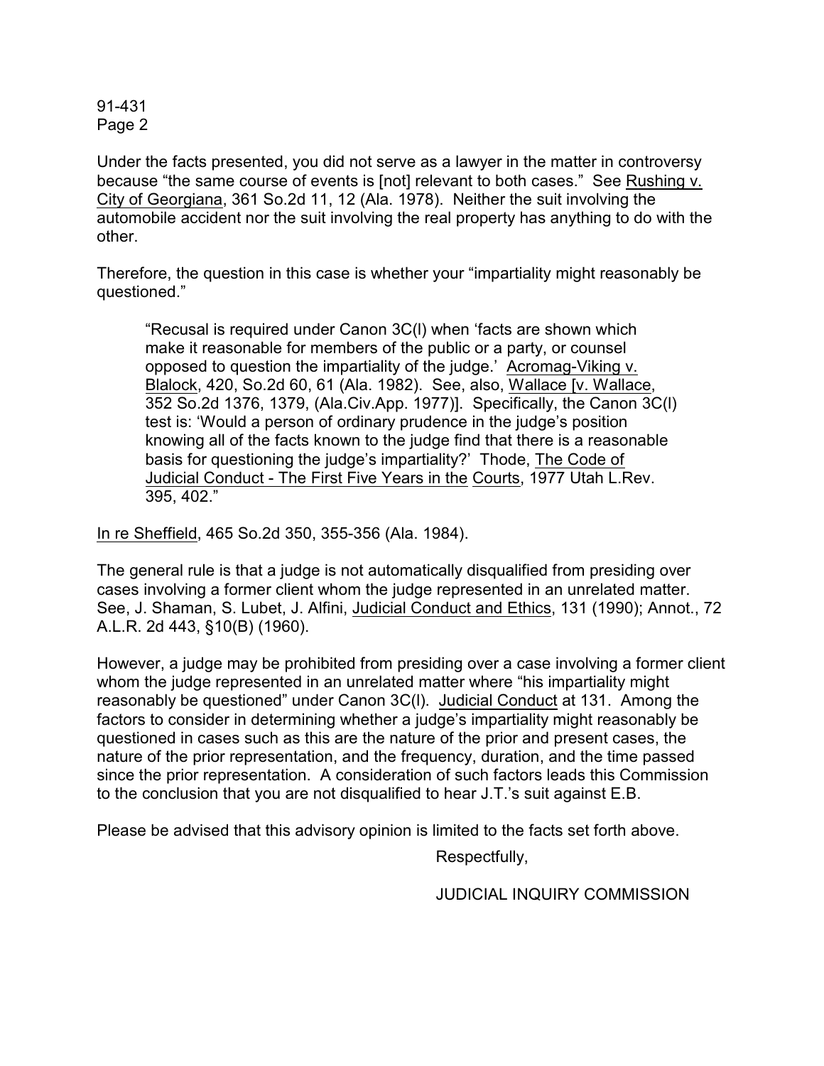Under the facts presented, you did not serve as a lawyer in the matter in controversy because "the same course of events is [not] relevant to both cases." See Rushing v. City of Georgiana, 361 So.2d 11, 12 (Ala. 1978). Neither the suit involving the automobile accident nor the suit involving the real property has anything to do with the other.

Therefore, the question in this case is whether your "impartiality might reasonably be questioned."

> "Recusal is required under Canon 3C(l) when 'facts are shown which make it reasonable for members of the public or a party, or counsel opposed to question the impartiality of the judge.' Acromag-Viking v. Blalock, 420, So.2d 60, 61 (Ala. 1982). See, also, Wallace [v. Wallace, 352 So.2d 1376, 1379, (Ala.Civ.App. 1977)]. Specifically, the Canon 3C(l) test is: 'Would a person of ordinary prudence in the judge's position knowing all of the facts known to the judge find that there is a reasonable basis for questioning the judge's impartiality?' Thode, The Code of Judicial Conduct - The First Five Years in the Courts, 1977 Utah L.Rev. 395, 402."

In re Sheffield, 465 So.2d 350, 355-356 (Ala. 1984).

The general rule is that a judge is not automatically disqualified from presiding over cases involving a former client whom the judge represented in an unrelated matter. See, J. Shaman, S. Lubet, J. Alfini, Judicial Conduct and Ethics, 131 (1990); Annot., 72 A.L.R. 2d 443, §10(B) (1960).

However, a judge may be prohibited from presiding over a case involving a former client whom the judge represented in an unrelated matter where "his impartiality might reasonably be questioned" under Canon 3C(l). Judicial Conduct at 131. Among the factors to consider in determining whether a judge's impartiality might reasonably be questioned in cases such as this are the nature of the prior and present cases, the nature of the prior representation, and the frequency, duration, and the time passed since the prior representation. A consideration of such factors leads this Commission to the conclusion that you are not disqualified to hear J.T.'s suit against E.B.

Please be advised that this advisory opinion is limited to the facts set forth above.

Respectfully,

JUDICIAL INQUIRY COMMISSION